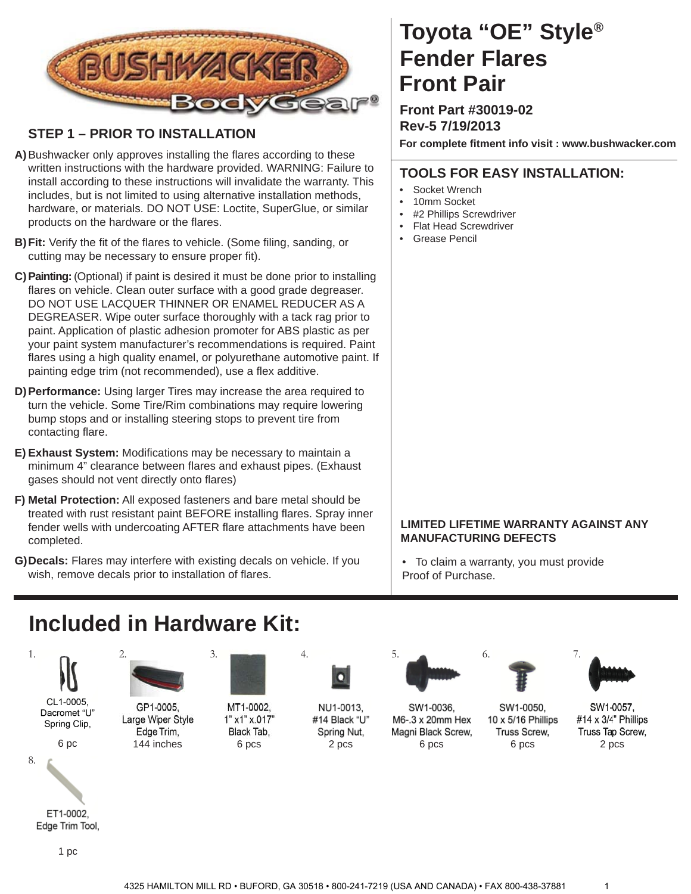# Toyota "OE" Style® Fender Flares Front Pair

**Front Part #30019-02**
**Rev-5 7/19/2013**

**For complete fitment info visit : www.bushwacker.com**

## STEP 1 – PRIOR TO INSTALLATION

**A)** Bushwacker only approves installing the flares according to these written instructions with the hardware provided. WARNING: Failure to install according to these instructions will invalidate the warranty. This includes, but is not limited to using alternative installation methods, hardware, or materials. DO NOT USE: Loctite, SuperGlue, or similar products on the hardware or the flares.

**B)** **Fit:** Verify the fit of the flares to vehicle. (Some filing, sanding, or cutting may be necessary to ensure proper fit).

**C)** **Painting:** (Optional) if paint is desired it must be done prior to installing flares on vehicle. Clean outer surface with a good grade degreaser. DO NOT USE LACQUER THINNER OR ENAMEL REDUCER AS A DEGREASER. Wipe outer surface thoroughly with a tack rag prior to paint. Application of plastic adhesion promoter for ABS plastic as per your paint system manufacturer's recommendations is required. Paint flares using a high quality enamel, or polyurethane automotive paint. If painting edge trim (not recommended), use a flex additive.

**D)** **Performance:** Using larger Tires may increase the area required to turn the vehicle. Some Tire/Rim combinations may require lowering bump stops and or installing steering stops to prevent tire from contacting flare.

**E)** **Exhaust System:** Modifications may be necessary to maintain a minimum 4" clearance between flares and exhaust pipes. (Exhaust gases should not vent directly onto flares)

**F)** **Metal Protection:** All exposed fasteners and bare metal should be treated with rust resistant paint BEFORE installing flares. Spray inner fender wells with undercoating AFTER flare attachments have been completed.

**G)** **Decals:** Flares may interfere with existing decals on vehicle. If you wish, remove decals prior to installation of flares.

## TOOLS FOR EASY INSTALLATION:

- Socket Wrench
- 10mm Socket
- #2 Phillips Screwdriver
- Flat Head Screwdriver
- Grease Pencil

**LIMITED LIFETIME WARRANTY AGAINST ANY MANUFACTURING DEFECTS**

- To claim a warranty, you must provide Proof of Purchase.

# Included in Hardware Kit:

1. CL1-0005, Dacromet "U" Spring Clip, 6 pc
2. GP1-0005, Large Wiper Style Edge Trim, 144 inches
3. MT1-0002, 1" x1" x.017" Black Tab, 6 pcs
4. NU1-0013, #14 Black "U" Spring Nut, 2 pcs
5. SW1-0036, M6-.3 x 20mm Hex Magni Black Screw, 6 pcs
6. SW1-0050, 10 x 5/16 Phillips Truss Screw, 6 pcs
7. SW1-0057, #14 x 3/4" Phillips Truss Tap Screw, 2 pcs
8. ET1-0002, Edge Trim Tool, 1 pc

4325 HAMILTON MILL RD • BUFORD, GA 30518 • 800-241-7219 (USA AND CANADA) • FAX 800-438-37881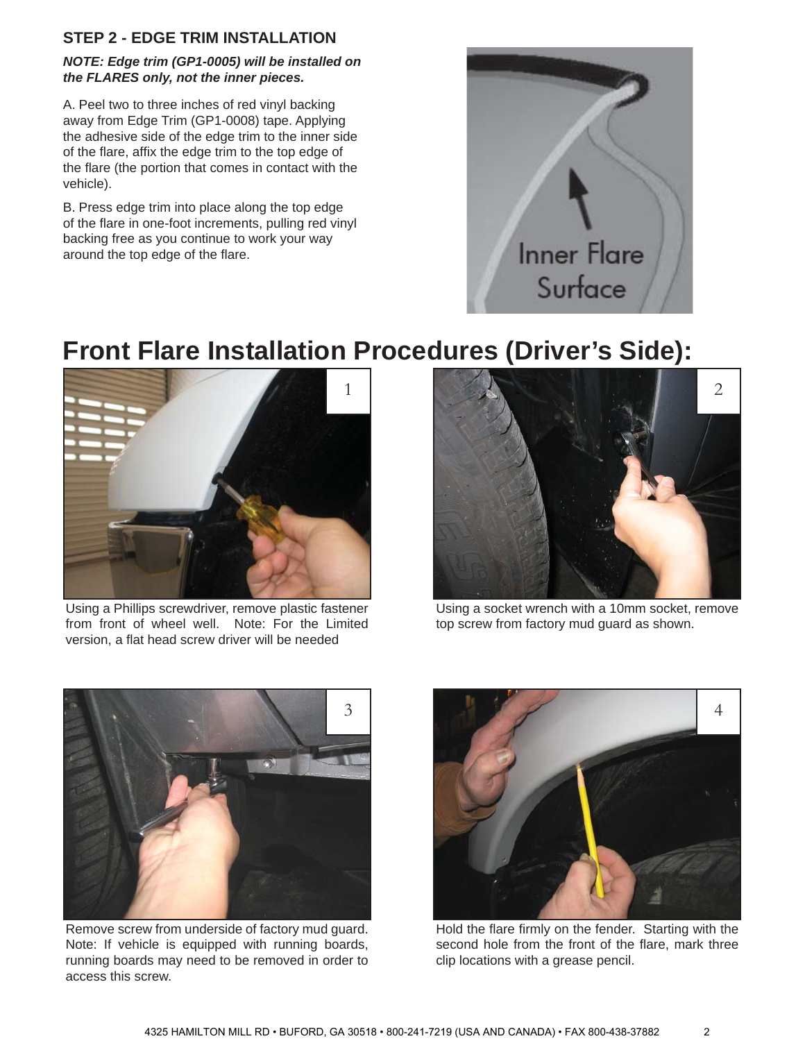### STEP 2 - EDGE TRIM INSTALLATION

***NOTE: Edge trim (GP1-0005) will be installed on the FLARES only, not the inner pieces.***

A. Peel two to three inches of red vinyl backing away from Edge Trim (GP1-0008) tape. Applying the adhesive side of the edge trim to the inner side of the flare, affix the edge trim to the top edge of the flare (the portion that comes in contact with the vehicle).

B. Press edge trim into place along the top edge of the flare in one-foot increments, pulling red vinyl backing free as you continue to work your way around the top edge of the flare.

Inner Flare Surface

# Front Flare Installation Procedures (Driver's Side):

1

Using a Phillips screwdriver, remove plastic fastener from front of wheel well. Note: For the Limited version, a flat head screw driver will be needed

2

Using a socket wrench with a 10mm socket, remove top screw from factory mud guard as shown.

3

Remove screw from underside of factory mud guard. Note: If vehicle is equipped with running boards, running boards may need to be removed in order to access this screw.

4

Hold the flare firmly on the fender. Starting with the second hole from the front of the flare, mark three clip locations with a grease pencil.

4325 HAMILTON MILL RD • BUFORD, GA 30518 • 800-241-7219 (USA AND CANADA) • FAX 800-438-37882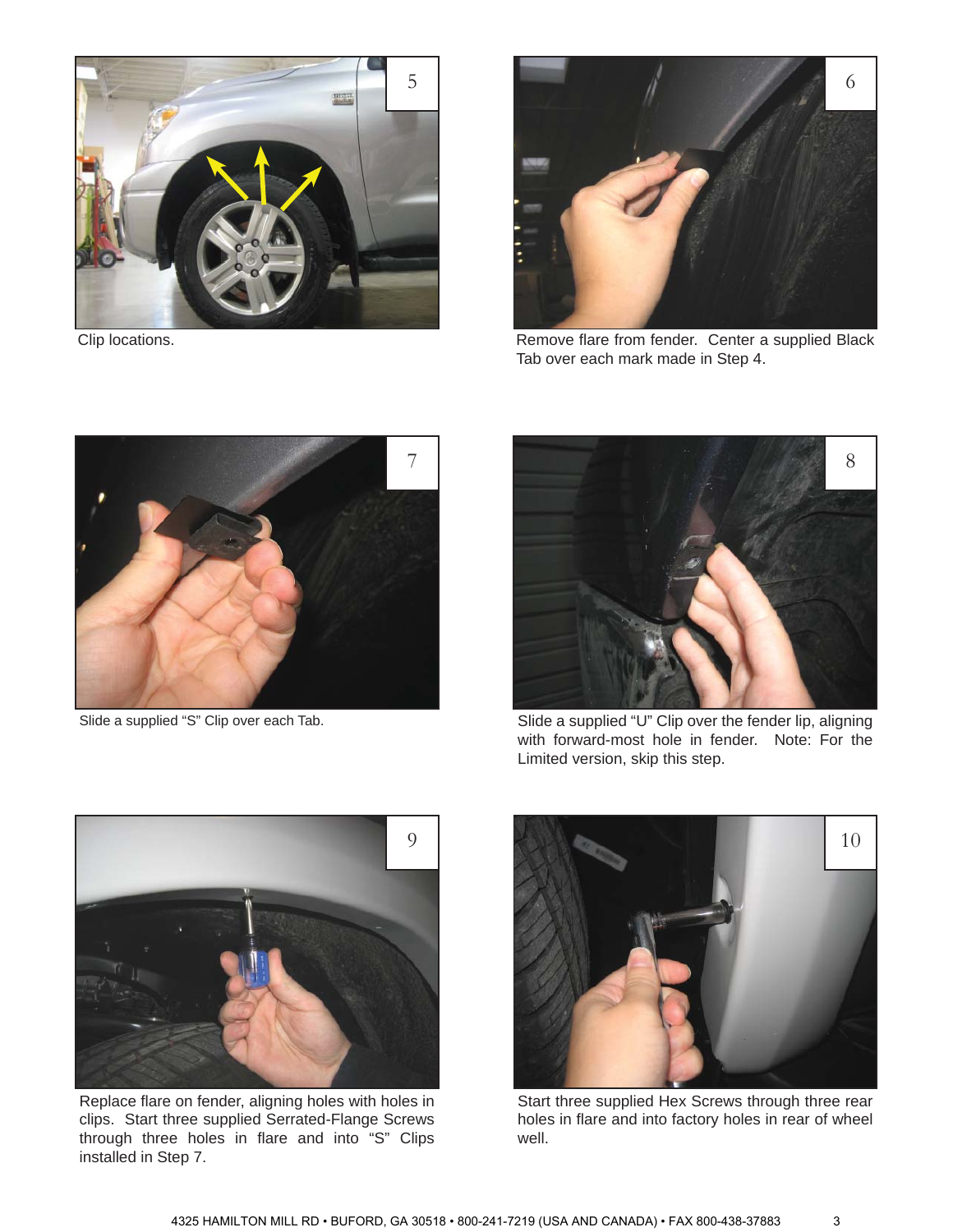5

Clip locations.

6

Remove flare from fender. Center a supplied Black Tab over each mark made in Step 4.

7

Slide a supplied “S” Clip over each Tab.

8

Slide a supplied “U” Clip over the fender lip, aligning with forward-most hole in fender. Note: For the Limited version, skip this step.

9

Replace flare on fender, aligning holes with holes in clips. Start three supplied Serrated-Flange Screws through three holes in flare and into “S” Clips installed in Step 7.

10

Start three supplied Hex Screws through three rear holes in flare and into factory holes in rear of wheel well.

4325 HAMILTON MILL RD • BUFORD, GA 30518 • 800-241-7219 (USA AND CANADA) • FAX 800-438-37883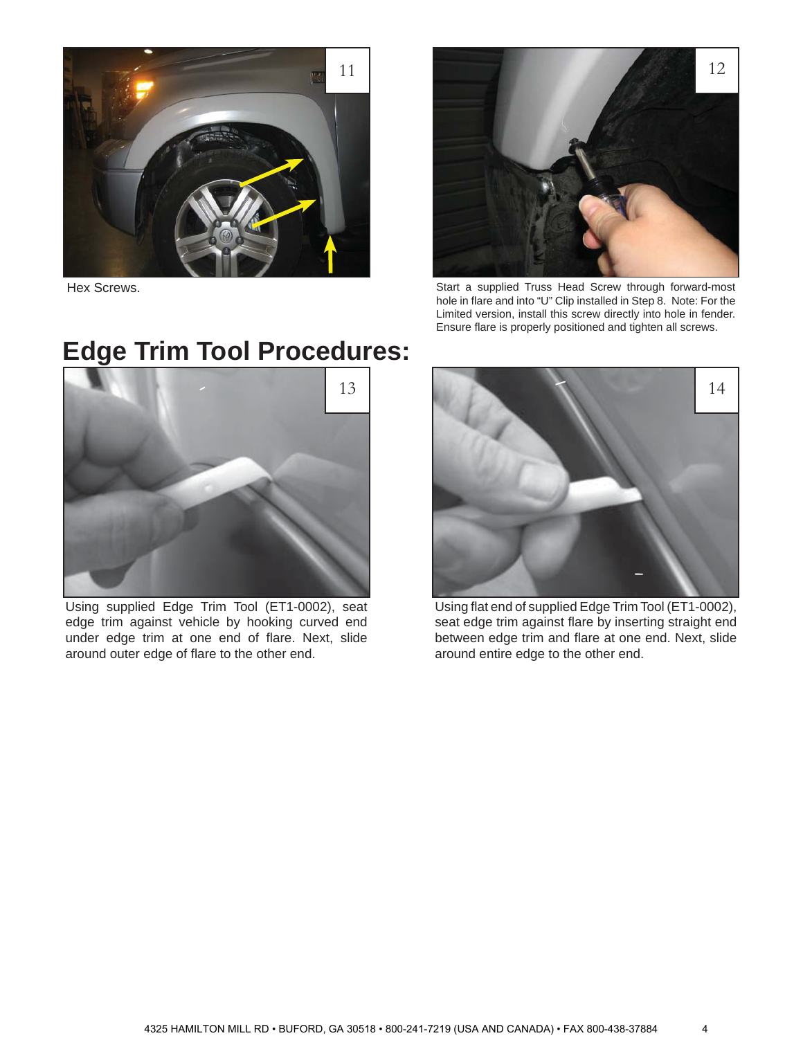11

Hex Screws.

12

Start a supplied Truss Head Screw through forward-most hole in flare and into “U” Clip installed in Step 8. Note: For the Limited version, install this screw directly into hole in fender. Ensure flare is properly positioned and tighten all screws.

## Edge Trim Tool Procedures:

13

Using supplied Edge Trim Tool (ET1-0002), seat edge trim against vehicle by hooking curved end under edge trim at one end of flare. Next, slide around outer edge of flare to the other end.

14

Using flat end of supplied Edge Trim Tool (ET1-0002), seat edge trim against flare by inserting straight end between edge trim and flare at one end. Next, slide around entire edge to the other end.

4325 HAMILTON MILL RD • BUFORD, GA 30518 • 800-241-7219 (USA AND CANADA) • FAX 800-438-37884